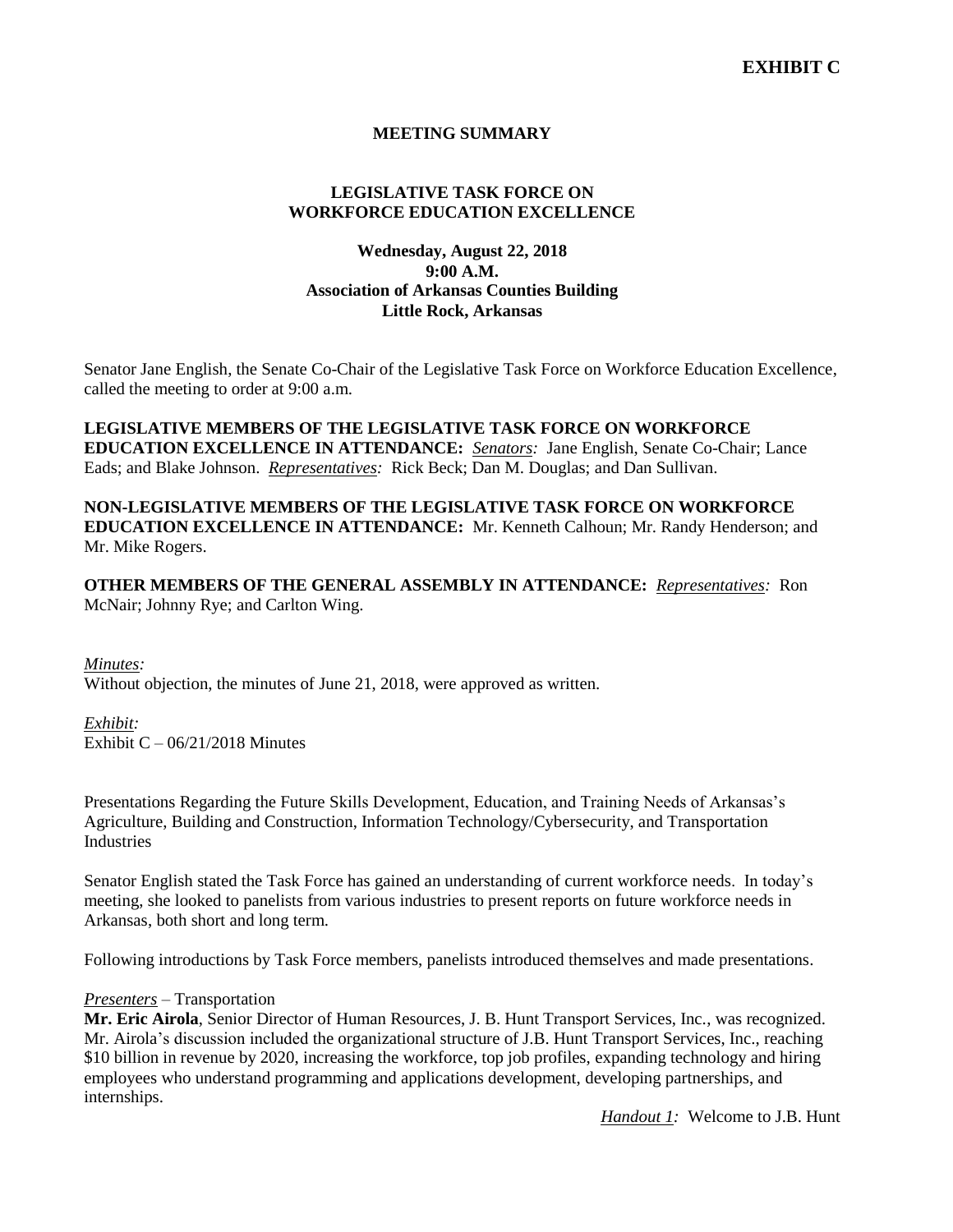**EXHIBIT C**

**MEETING SUMMARY**

**LEGISLATIVE TASK FORCE ON WORKFORCE EDUCATION EXCELLENCE**

**Wednesday, August 22, 2018**
**9:00 A.M.**
**Association of Arkansas Counties Building**
**Little Rock, Arkansas**

Senator Jane English, the Senate Co-Chair of the Legislative Task Force on Workforce Education Excellence, called the meeting to order at 9:00 a.m.

**LEGISLATIVE MEMBERS OF THE LEGISLATIVE TASK FORCE ON WORKFORCE EDUCATION EXCELLENCE IN ATTENDANCE:** *Senators:* Jane English, Senate Co-Chair; Lance Eads; and Blake Johnson. *Representatives:* Rick Beck; Dan M. Douglas; and Dan Sullivan.

**NON-LEGISLATIVE MEMBERS OF THE LEGISLATIVE TASK FORCE ON WORKFORCE EDUCATION EXCELLENCE IN ATTENDANCE:** Mr. Kenneth Calhoun; Mr. Randy Henderson; and Mr. Mike Rogers.

**OTHER MEMBERS OF THE GENERAL ASSEMBLY IN ATTENDANCE:** *Representatives:* Ron McNair; Johnny Rye; and Carlton Wing.

*Minutes:*
Without objection, the minutes of June 21, 2018, were approved as written.

*Exhibit:*
Exhibit C – 06/21/2018 Minutes

Presentations Regarding the Future Skills Development, Education, and Training Needs of Arkansas's Agriculture, Building and Construction, Information Technology/Cybersecurity, and Transportation Industries

Senator English stated the Task Force has gained an understanding of current workforce needs. In today's meeting, she looked to panelists from various industries to present reports on future workforce needs in Arkansas, both short and long term.

Following introductions by Task Force members, panelists introduced themselves and made presentations.

*Presenters* – Transportation
**Mr. Eric Airola**, Senior Director of Human Resources, J. B. Hunt Transport Services, Inc., was recognized. Mr. Airola's discussion included the organizational structure of J.B. Hunt Transport Services, Inc., reaching $10 billion in revenue by 2020, increasing the workforce, top job profiles, expanding technology and hiring employees who understand programming and applications development, developing partnerships, and internships.

*Handout 1:* Welcome to J.B. Hunt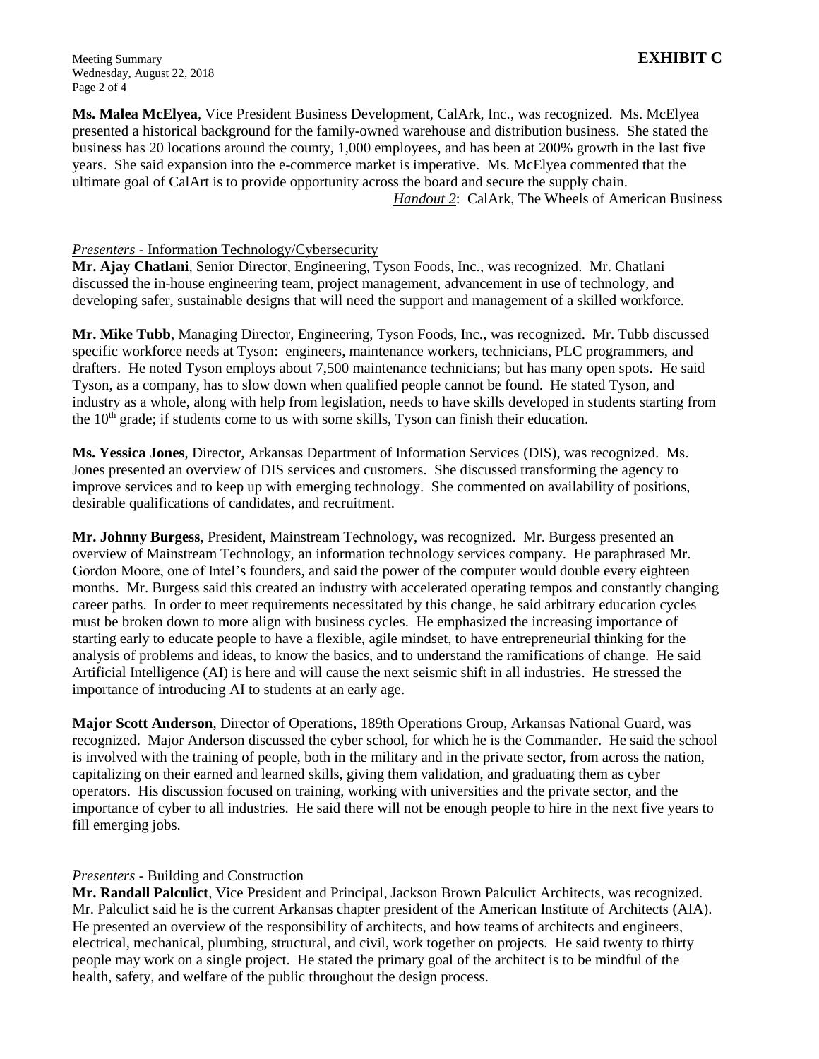**Ms. Malea McElyea**, Vice President Business Development, CalArk, Inc., was recognized. Ms. McElyea presented a historical background for the family-owned warehouse and distribution business. She stated the business has 20 locations around the county, 1,000 employees, and has been at 200% growth in the last five years. She said expansion into the e-commerce market is imperative. Ms. McElyea commented that the ultimate goal of CalArt is to provide opportunity across the board and secure the supply chain.

*Handout 2*: CalArk, The Wheels of American Business

*Presenters* - Information Technology/Cybersecurity

**Mr. Ajay Chatlani**, Senior Director, Engineering, Tyson Foods, Inc., was recognized. Mr. Chatlani discussed the in-house engineering team, project management, advancement in use of technology, and developing safer, sustainable designs that will need the support and management of a skilled workforce.

**Mr. Mike Tubb**, Managing Director, Engineering, Tyson Foods, Inc., was recognized. Mr. Tubb discussed specific workforce needs at Tyson: engineers, maintenance workers, technicians, PLC programmers, and drafters. He noted Tyson employs about 7,500 maintenance technicians; but has many open spots. He said Tyson, as a company, has to slow down when qualified people cannot be found. He stated Tyson, and industry as a whole, along with help from legislation, needs to have skills developed in students starting from the 10th grade; if students come to us with some skills, Tyson can finish their education.

**Ms. Yessica Jones**, Director, Arkansas Department of Information Services (DIS), was recognized. Ms. Jones presented an overview of DIS services and customers. She discussed transforming the agency to improve services and to keep up with emerging technology. She commented on availability of positions, desirable qualifications of candidates, and recruitment.

**Mr. Johnny Burgess**, President, Mainstream Technology, was recognized. Mr. Burgess presented an overview of Mainstream Technology, an information technology services company. He paraphrased Mr. Gordon Moore, one of Intel's founders, and said the power of the computer would double every eighteen months. Mr. Burgess said this created an industry with accelerated operating tempos and constantly changing career paths. In order to meet requirements necessitated by this change, he said arbitrary education cycles must be broken down to more align with business cycles. He emphasized the increasing importance of starting early to educate people to have a flexible, agile mindset, to have entrepreneurial thinking for the analysis of problems and ideas, to know the basics, and to understand the ramifications of change. He said Artificial Intelligence (AI) is here and will cause the next seismic shift in all industries. He stressed the importance of introducing AI to students at an early age.

**Major Scott Anderson**, Director of Operations, 189th Operations Group, Arkansas National Guard, was recognized. Major Anderson discussed the cyber school, for which he is the Commander. He said the school is involved with the training of people, both in the military and in the private sector, from across the nation, capitalizing on their earned and learned skills, giving them validation, and graduating them as cyber operators. His discussion focused on training, working with universities and the private sector, and the importance of cyber to all industries. He said there will not be enough people to hire in the next five years to fill emerging jobs.

*Presenters* - Building and Construction

**Mr. Randall Palculict**, Vice President and Principal, Jackson Brown Palculict Architects, was recognized. Mr. Palculict said he is the current Arkansas chapter president of the American Institute of Architects (AIA). He presented an overview of the responsibility of architects, and how teams of architects and engineers, electrical, mechanical, plumbing, structural, and civil, work together on projects. He said twenty to thirty people may work on a single project. He stated the primary goal of the architect is to be mindful of the health, safety, and welfare of the public throughout the design process.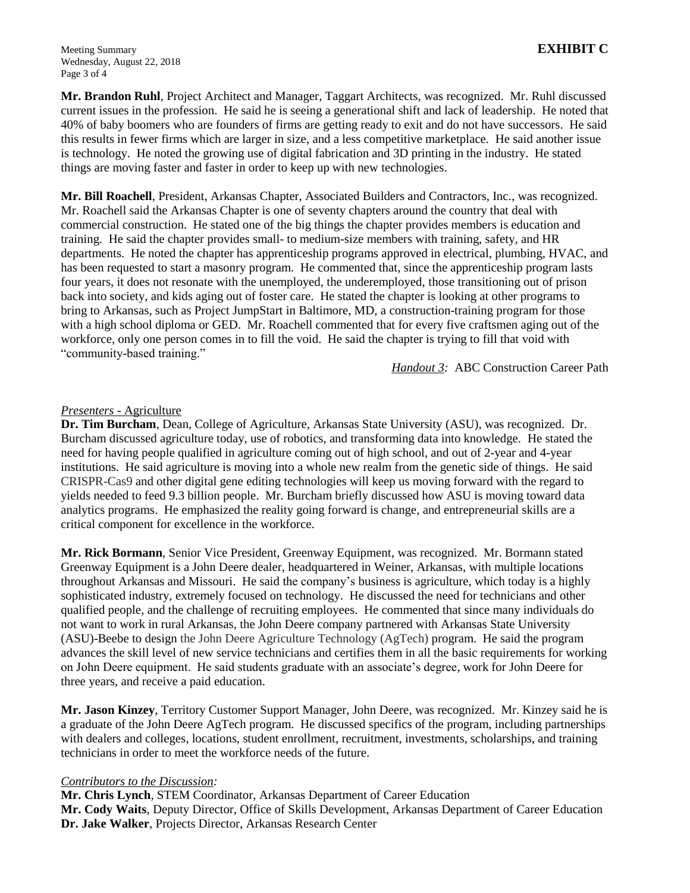**EXHIBIT C**

**Mr. Brandon Ruhl**, Project Architect and Manager, Taggart Architects, was recognized. Mr. Ruhl discussed current issues in the profession. He said he is seeing a generational shift and lack of leadership. He noted that 40% of baby boomers who are founders of firms are getting ready to exit and do not have successors. He said this results in fewer firms which are larger in size, and a less competitive marketplace. He said another issue is technology. He noted the growing use of digital fabrication and 3D printing in the industry. He stated things are moving faster and faster in order to keep up with new technologies.

**Mr. Bill Roachell**, President, Arkansas Chapter, Associated Builders and Contractors, Inc., was recognized. Mr. Roachell said the Arkansas Chapter is one of seventy chapters around the country that deal with commercial construction. He stated one of the big things the chapter provides members is education and training. He said the chapter provides small- to medium-size members with training, safety, and HR departments. He noted the chapter has apprenticeship programs approved in electrical, plumbing, HVAC, and has been requested to start a masonry program. He commented that, since the apprenticeship program lasts four years, it does not resonate with the unemployed, the underemployed, those transitioning out of prison back into society, and kids aging out of foster care. He stated the chapter is looking at other programs to bring to Arkansas, such as Project JumpStart in Baltimore, MD, a construction-training program for those with a high school diploma or GED. Mr. Roachell commented that for every five craftsmen aging out of the workforce, only one person comes in to fill the void. He said the chapter is trying to fill that void with "community-based training."

*Handout 3:* ABC Construction Career Path

*Presenters* - Agriculture

**Dr. Tim Burcham**, Dean, College of Agriculture, Arkansas State University (ASU), was recognized. Dr. Burcham discussed agriculture today, use of robotics, and transforming data into knowledge. He stated the need for having people qualified in agriculture coming out of high school, and out of 2-year and 4-year institutions. He said agriculture is moving into a whole new realm from the genetic side of things. He said CRISPR-Cas9 and other digital gene editing technologies will keep us moving forward with the regard to yields needed to feed 9.3 billion people. Mr. Burcham briefly discussed how ASU is moving toward data analytics programs. He emphasized the reality going forward is change, and entrepreneurial skills are a critical component for excellence in the workforce.

**Mr. Rick Bormann**, Senior Vice President, Greenway Equipment, was recognized. Mr. Bormann stated Greenway Equipment is a John Deere dealer, headquartered in Weiner, Arkansas, with multiple locations throughout Arkansas and Missouri. He said the company's business is agriculture, which today is a highly sophisticated industry, extremely focused on technology. He discussed the need for technicians and other qualified people, and the challenge of recruiting employees. He commented that since many individuals do not want to work in rural Arkansas, the John Deere company partnered with Arkansas State University (ASU)-Beebe to design the John Deere Agriculture Technology (AgTech) program. He said the program advances the skill level of new service technicians and certifies them in all the basic requirements for working on John Deere equipment. He said students graduate with an associate's degree, work for John Deere for three years, and receive a paid education.

**Mr. Jason Kinzey**, Territory Customer Support Manager, John Deere, was recognized. Mr. Kinzey said he is a graduate of the John Deere AgTech program. He discussed specifics of the program, including partnerships with dealers and colleges, locations, student enrollment, recruitment, investments, scholarships, and training technicians in order to meet the workforce needs of the future.

*Contributors to the Discussion:*

**Mr. Chris Lynch**, STEM Coordinator, Arkansas Department of Career Education
**Mr. Cody Waits**, Deputy Director, Office of Skills Development, Arkansas Department of Career Education
**Dr. Jake Walker**, Projects Director, Arkansas Research Center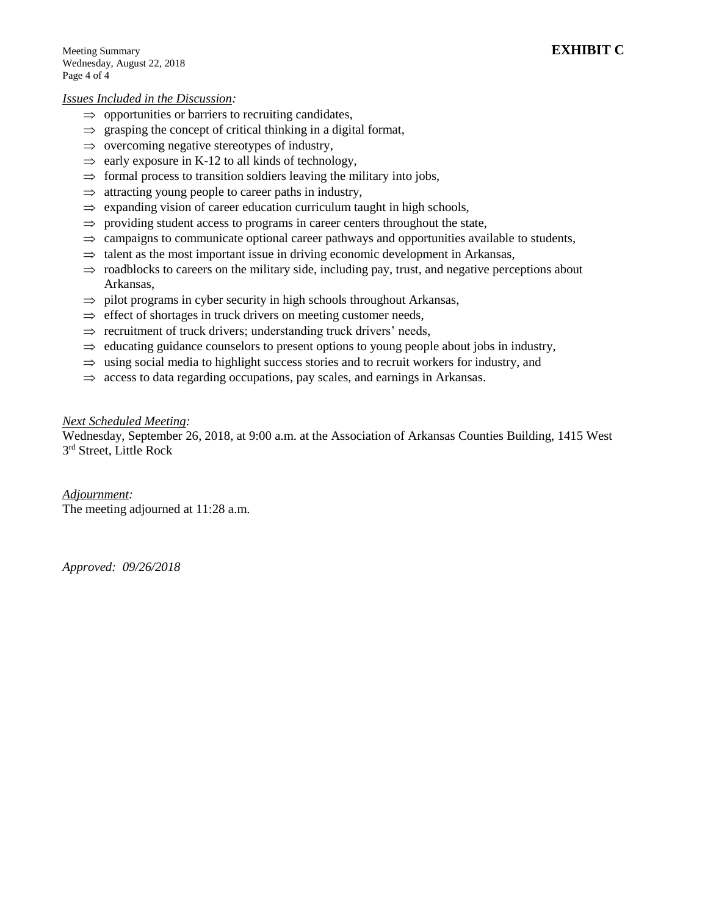**EXHIBIT C**

*Issues Included in the Discussion:*

- ⇒ opportunities or barriers to recruiting candidates,
- ⇒ grasping the concept of critical thinking in a digital format,
- ⇒ overcoming negative stereotypes of industry,
- ⇒ early exposure in K-12 to all kinds of technology,
- ⇒ formal process to transition soldiers leaving the military into jobs,
- ⇒ attracting young people to career paths in industry,
- ⇒ expanding vision of career education curriculum taught in high schools,
- ⇒ providing student access to programs in career centers throughout the state,
- ⇒ campaigns to communicate optional career pathways and opportunities available to students,
- ⇒ talent as the most important issue in driving economic development in Arkansas,
- ⇒ roadblocks to careers on the military side, including pay, trust, and negative perceptions about Arkansas,
- ⇒ pilot programs in cyber security in high schools throughout Arkansas,
- ⇒ effect of shortages in truck drivers on meeting customer needs,
- ⇒ recruitment of truck drivers; understanding truck drivers' needs,
- ⇒ educating guidance counselors to present options to young people about jobs in industry,
- ⇒ using social media to highlight success stories and to recruit workers for industry, and
- ⇒ access to data regarding occupations, pay scales, and earnings in Arkansas.

*Next Scheduled Meeting:*
Wednesday, September 26, 2018, at 9:00 a.m. at the Association of Arkansas Counties Building, 1415 West 3rd Street, Little Rock

*Adjournment:*
The meeting adjourned at 11:28 a.m.

*Approved: 09/26/2018*